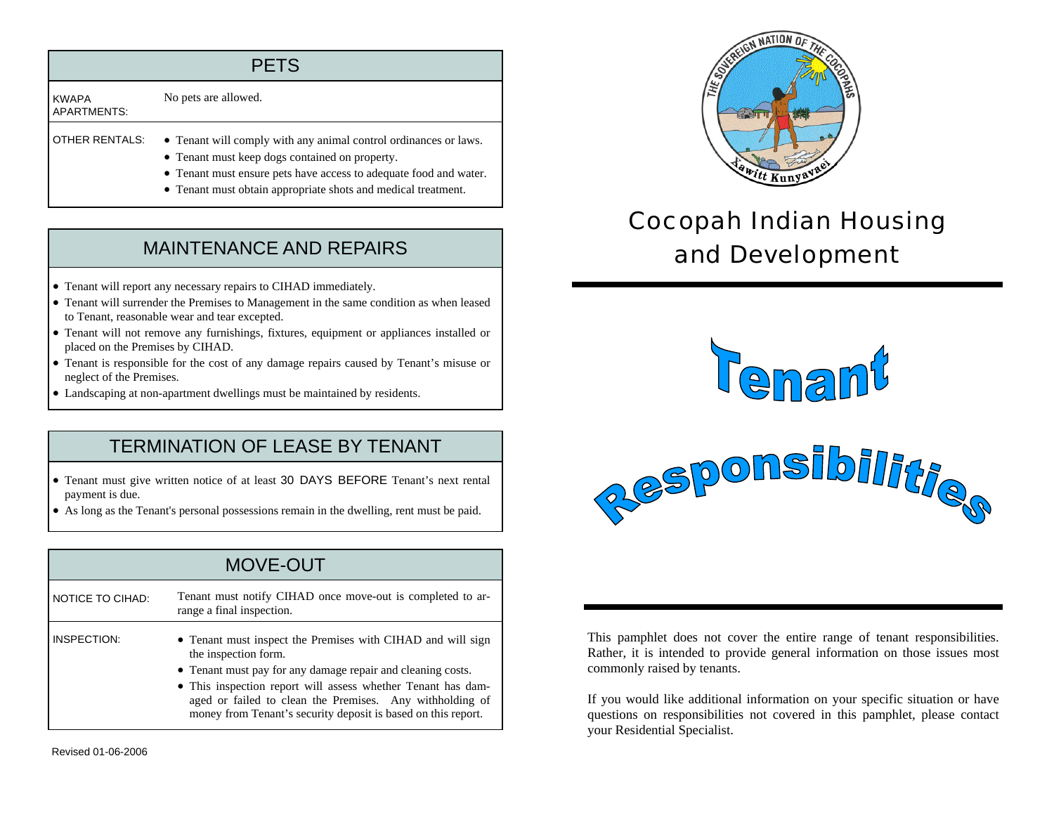## PETS

| | |
|---|---|
| KWAPA APARTMENTS: | No pets are allowed. |
| OTHER RENTALS: | • Tenant will comply with any animal control ordinances or laws.<br>• Tenant must keep dogs contained on property.<br>• Tenant must ensure pets have access to adequate food and water.<br>• Tenant must obtain appropriate shots and medical treatment. |

## MAINTENANCE AND REPAIRS

- Tenant will report any necessary repairs to CIHAD immediately.
- Tenant will surrender the Premises to Management in the same condition as when leased to Tenant, reasonable wear and tear excepted.
- Tenant will not remove any furnishings, fixtures, equipment or appliances installed or placed on the Premises by CIHAD.
- Tenant is responsible for the cost of any damage repairs caused by Tenant's misuse or neglect of the Premises.
- Landscaping at non-apartment dwellings must be maintained by residents.

## TERMINATION OF LEASE BY TENANT

- Tenant must give written notice of at least 30 DAYS BEFORE Tenant's next rental payment is due.
- As long as the Tenant's personal possessions remain in the dwelling, rent must be paid.

## MOVE-OUT

| | |
|---|---|
| NOTICE TO CIHAD: | Tenant must notify CIHAD once move-out is completed to arrange a final inspection. |
| INSPECTION: | • Tenant must inspect the Premises with CIHAD and will sign the inspection form.<br>• Tenant must pay for any damage repair and cleaning costs.<br>• This inspection report will assess whether Tenant has damaged or failed to clean the Premises. Any withholding of money from Tenant's security deposit is based on this report. |

Revised 01-06-2006

THE SOVEREIGN NATION OF THE COCOPAHS

Xawitt Kunyavaei

# Cocopah Indian Housing and Development

# Tenant Responsibilities

This pamphlet does not cover the entire range of tenant responsibilities. Rather, it is intended to provide general information on those issues most commonly raised by tenants.

If you would like additional information on your specific situation or have questions on responsibilities not covered in this pamphlet, please contact your Residential Specialist.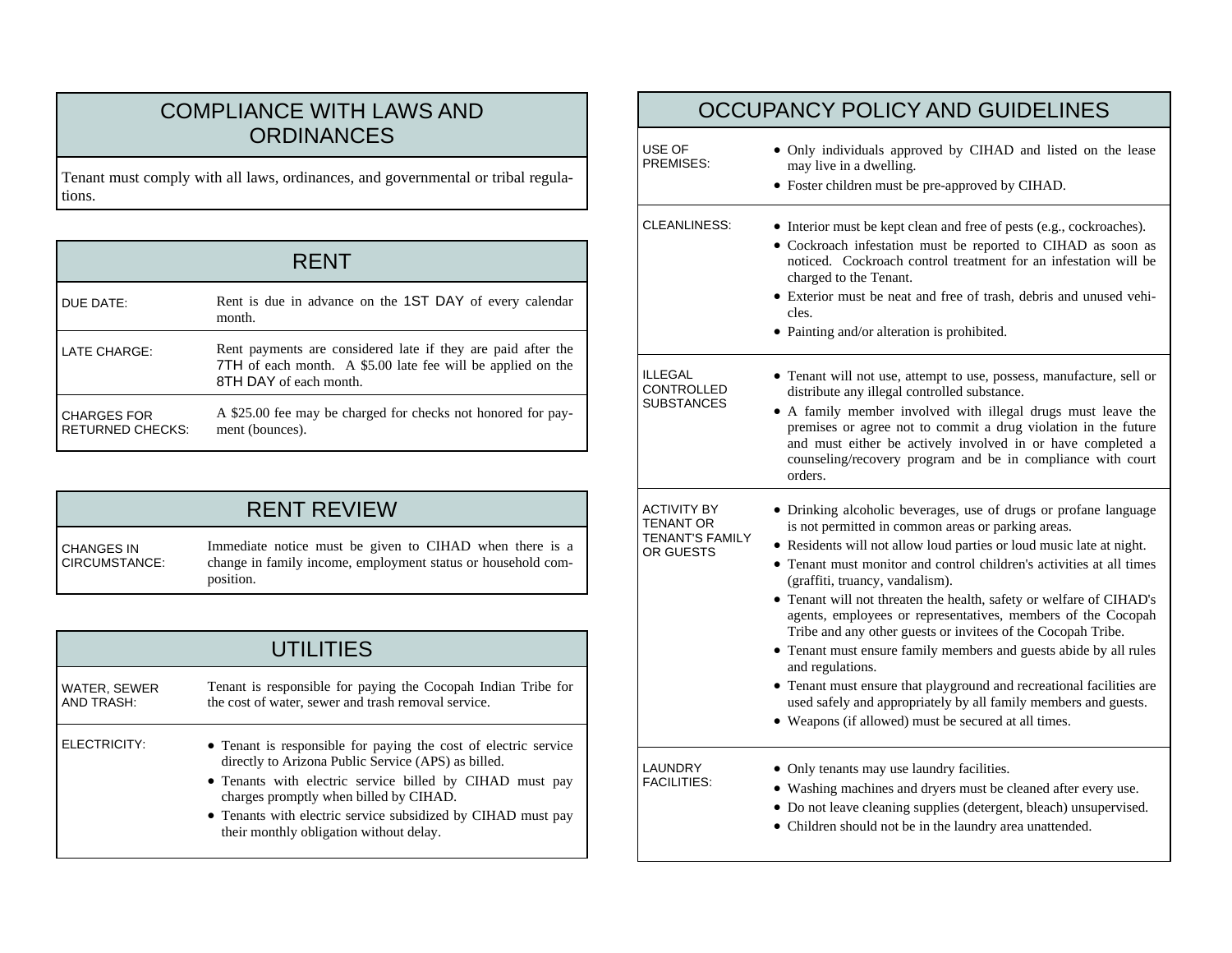## COMPLIANCE WITH LAWS AND ORDINANCES

Tenant must comply with all laws, ordinances, and governmental or tribal regulations.

## RENT

| | |
|---|---|
| DUE DATE: | Rent is due in advance on the 1ST DAY of every calendar month. |
| LATE CHARGE: | Rent payments are considered late if they are paid after the 7TH of each month. A $5.00 late fee will be applied on the 8TH DAY of each month. |
| CHARGES FOR RETURNED CHECKS: | A $25.00 fee may be charged for checks not honored for payment (bounces). |

## RENT REVIEW

| | |
|---|---|
| CHANGES IN CIRCUMSTANCE: | Immediate notice must be given to CIHAD when there is a change in family income, employment status or household composition. |

## UTILITIES

**WATER, SEWER AND TRASH:**

Tenant is responsible for paying the Cocopah Indian Tribe for the cost of water, sewer and trash removal service.

**ELECTRICITY:**

- Tenant is responsible for paying the cost of electric service directly to Arizona Public Service (APS) as billed.
- Tenants with electric service billed by CIHAD must pay charges promptly when billed by CIHAD.
- Tenants with electric service subsidized by CIHAD must pay their monthly obligation without delay.

## OCCUPANCY POLICY AND GUIDELINES

**USE OF PREMISES:**

- Only individuals approved by CIHAD and listed on the lease may live in a dwelling.
- Foster children must be pre-approved by CIHAD.

**CLEANLINESS:**

- Interior must be kept clean and free of pests (e.g., cockroaches).
- Cockroach infestation must be reported to CIHAD as soon as noticed. Cockroach control treatment for an infestation will be charged to the Tenant.
- Exterior must be neat and free of trash, debris and unused vehicles.
- Painting and/or alteration is prohibited.

**ILLEGAL CONTROLLED SUBSTANCES**

- Tenant will not use, attempt to use, possess, manufacture, sell or distribute any illegal controlled substance.
- A family member involved with illegal drugs must leave the premises or agree not to commit a drug violation in the future and must either be actively involved in or have completed a counseling/recovery program and be in compliance with court orders.

**ACTIVITY BY TENANT OR TENANT'S FAMILY OR GUESTS**

- Drinking alcoholic beverages, use of drugs or profane language is not permitted in common areas or parking areas.
- Residents will not allow loud parties or loud music late at night.
- Tenant must monitor and control children's activities at all times (graffiti, truancy, vandalism).
- Tenant will not threaten the health, safety or welfare of CIHAD's agents, employees or representatives, members of the Cocopah Tribe and any other guests or invitees of the Cocopah Tribe.
- Tenant must ensure family members and guests abide by all rules and regulations.
- Tenant must ensure that playground and recreational facilities are used safely and appropriately by all family members and guests.
- Weapons (if allowed) must be secured at all times.

**LAUNDRY FACILITIES:**

- Only tenants may use laundry facilities.
- Washing machines and dryers must be cleaned after every use.
- Do not leave cleaning supplies (detergent, bleach) unsupervised.
- Children should not be in the laundry area unattended.